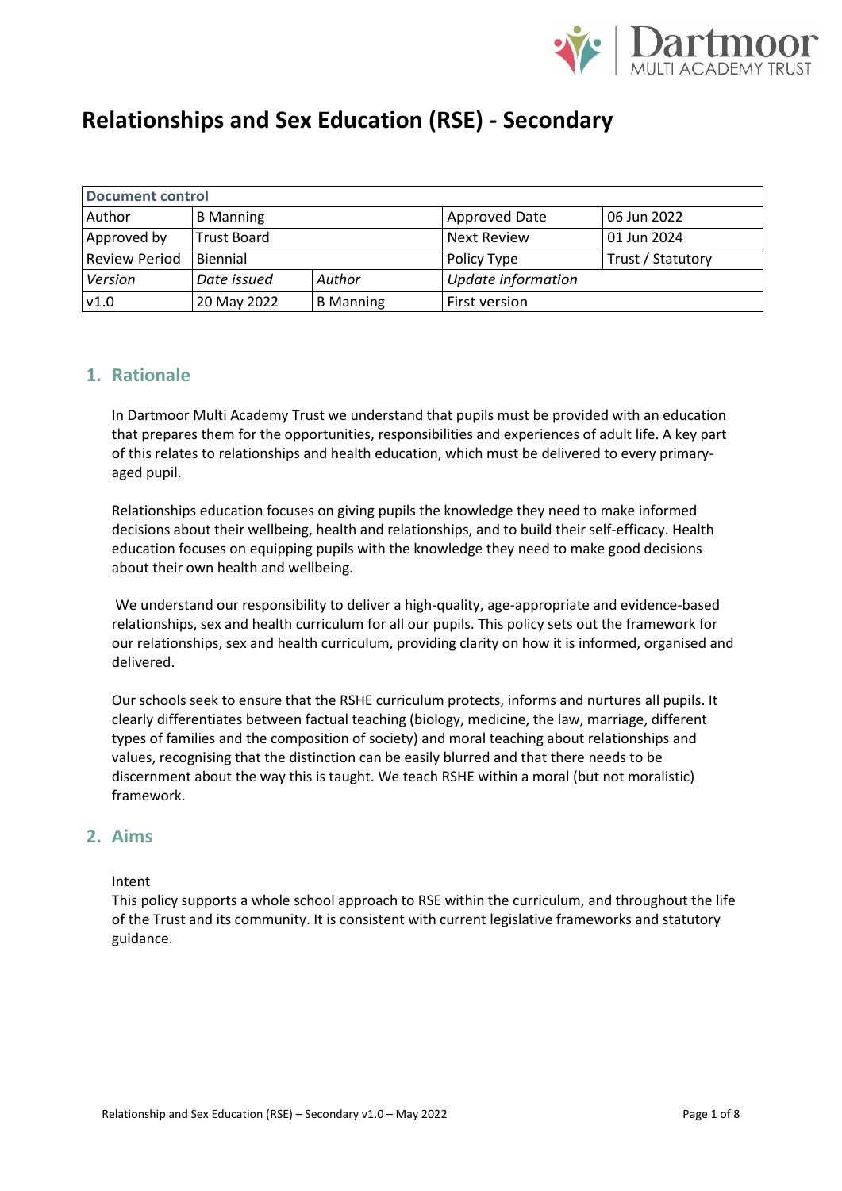# Relationships and Sex Education (RSE) - Secondary

| Document control | | | | |
|---|---|---|---|---|
| Author | B Manning | | Approved Date | 06 Jun 2022 |
| Approved by | Trust Board | | Next Review | 01 Jun 2024 |
| Review Period | Biennial | | Policy Type | Trust / Statutory |
| *Version* | *Date issued* | *Author* | *Update information* | |
| v1.0 | 20 May 2022 | B Manning | First version | |

## 1. Rationale

In Dartmoor Multi Academy Trust we understand that pupils must be provided with an education that prepares them for the opportunities, responsibilities and experiences of adult life. A key part of this relates to relationships and health education, which must be delivered to every primary-aged pupil.

Relationships education focuses on giving pupils the knowledge they need to make informed decisions about their wellbeing, health and relationships, and to build their self-efficacy. Health education focuses on equipping pupils with the knowledge they need to make good decisions about their own health and wellbeing.

We understand our responsibility to deliver a high-quality, age-appropriate and evidence-based relationships, sex and health curriculum for all our pupils. This policy sets out the framework for our relationships, sex and health curriculum, providing clarity on how it is informed, organised and delivered.

Our schools seek to ensure that the RSHE curriculum protects, informs and nurtures all pupils. It clearly differentiates between factual teaching (biology, medicine, the law, marriage, different types of families and the composition of society) and moral teaching about relationships and values, recognising that the distinction can be easily blurred and that there needs to be discernment about the way this is taught. We teach RSHE within a moral (but not moralistic) framework.

## 2. Aims

Intent

This policy supports a whole school approach to RSE within the curriculum, and throughout the life of the Trust and its community. It is consistent with current legislative frameworks and statutory guidance.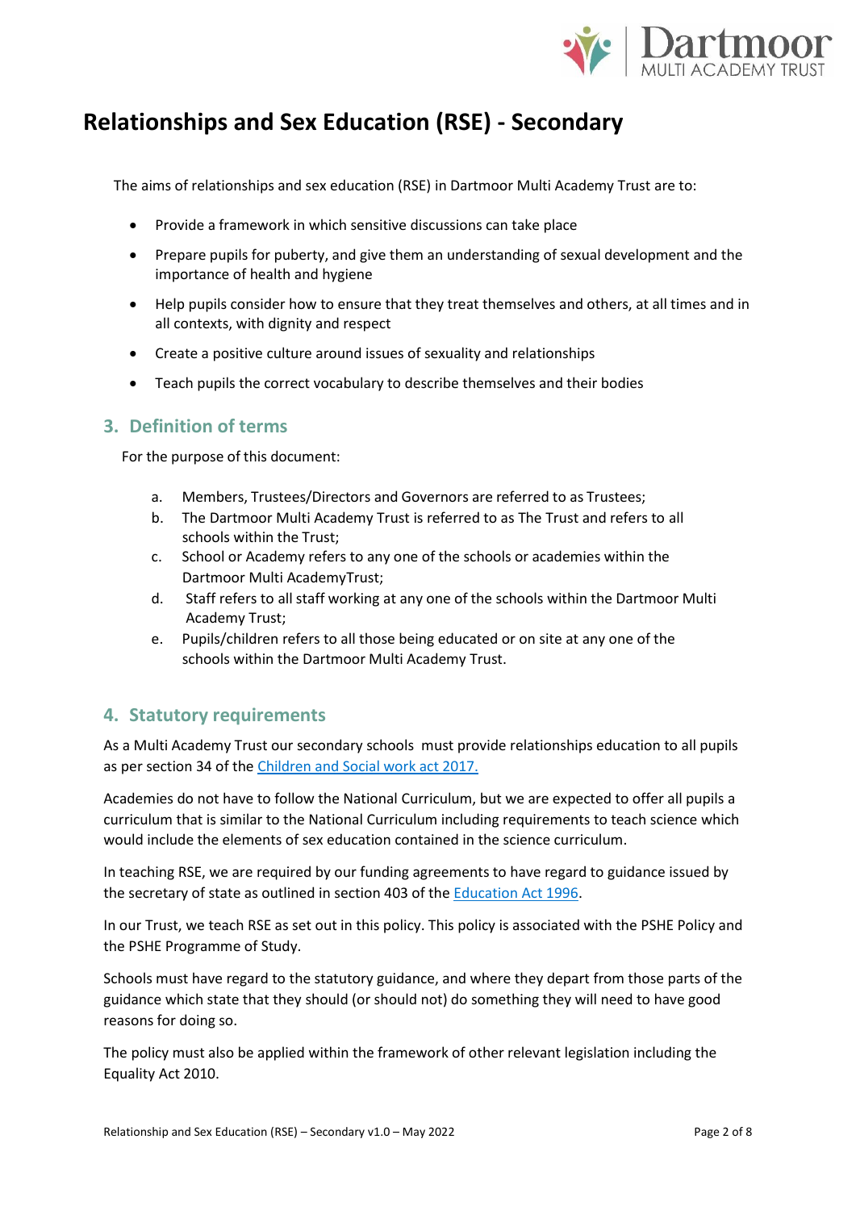# Relationships and Sex Education (RSE) - Secondary

The aims of relationships and sex education (RSE) in Dartmoor Multi Academy Trust are to:

- Provide a framework in which sensitive discussions can take place
- Prepare pupils for puberty, and give them an understanding of sexual development and the importance of health and hygiene
- Help pupils consider how to ensure that they treat themselves and others, at all times and in all contexts, with dignity and respect
- Create a positive culture around issues of sexuality and relationships
- Teach pupils the correct vocabulary to describe themselves and their bodies

## 3. Definition of terms

For the purpose of this document:

a. Members, Trustees/Directors and Governors are referred to as Trustees;
b. The Dartmoor Multi Academy Trust is referred to as The Trust and refers to all schools within the Trust;
c. School or Academy refers to any one of the schools or academies within the Dartmoor Multi AcademyTrust;
d. Staff refers to all staff working at any one of the schools within the Dartmoor Multi Academy Trust;
e. Pupils/children refers to all those being educated or on site at any one of the schools within the Dartmoor Multi Academy Trust.

## 4. Statutory requirements

As a Multi Academy Trust our secondary schools must provide relationships education to all pupils as per section 34 of the Children and Social work act 2017.

Academies do not have to follow the National Curriculum, but we are expected to offer all pupils a curriculum that is similar to the National Curriculum including requirements to teach science which would include the elements of sex education contained in the science curriculum.

In teaching RSE, we are required by our funding agreements to have regard to guidance issued by the secretary of state as outlined in section 403 of the Education Act 1996.

In our Trust, we teach RSE as set out in this policy. This policy is associated with the PSHE Policy and the PSHE Programme of Study.

Schools must have regard to the statutory guidance, and where they depart from those parts of the guidance which state that they should (or should not) do something they will need to have good reasons for doing so.

The policy must also be applied within the framework of other relevant legislation including the Equality Act 2010.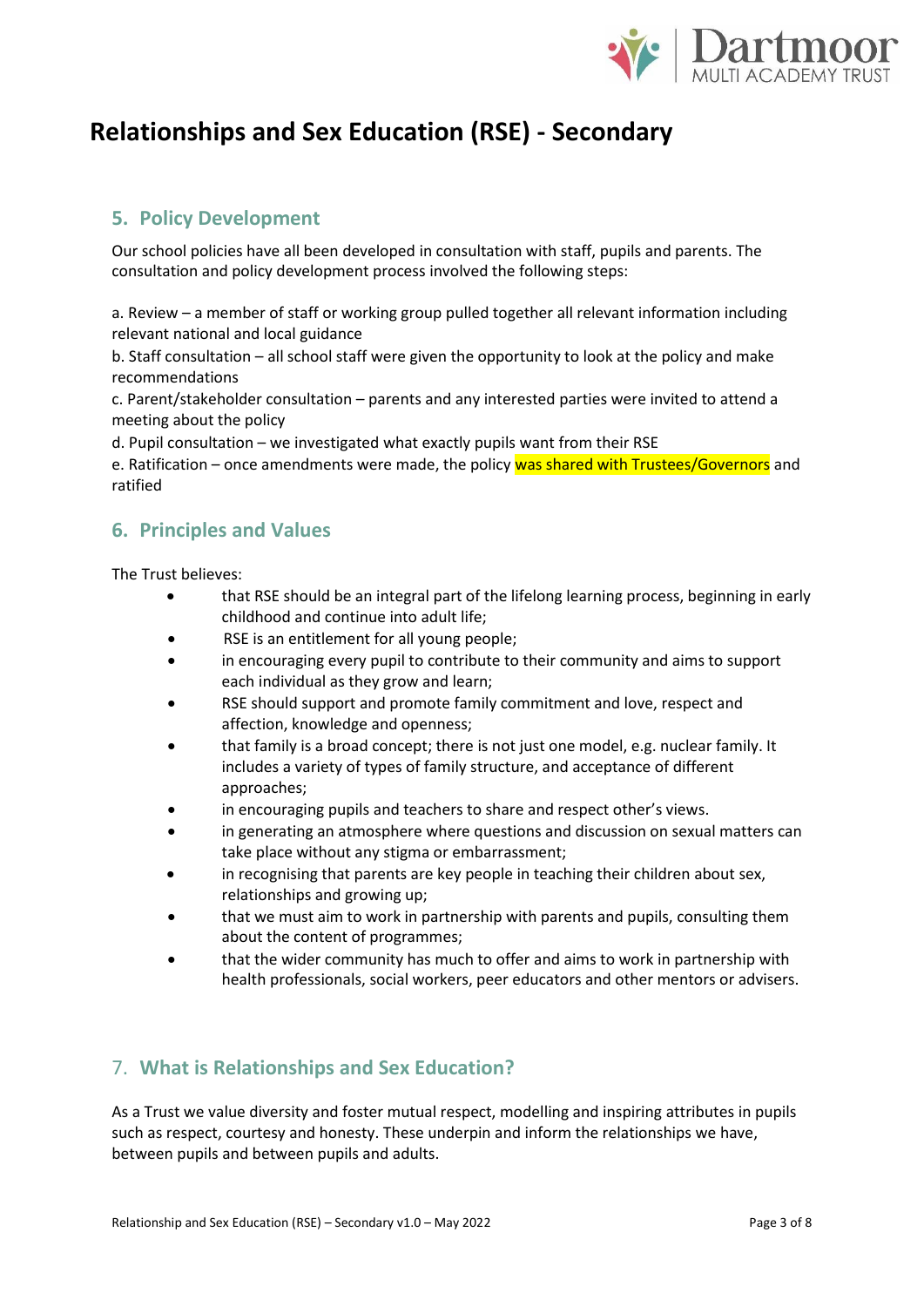# Relationships and Sex Education (RSE) - Secondary

## 5. Policy Development

Our school policies have all been developed in consultation with staff, pupils and parents. The consultation and policy development process involved the following steps:

a. Review – a member of staff or working group pulled together all relevant information including relevant national and local guidance
b. Staff consultation – all school staff were given the opportunity to look at the policy and make recommendations
c. Parent/stakeholder consultation – parents and any interested parties were invited to attend a meeting about the policy
d. Pupil consultation – we investigated what exactly pupils want from their RSE
e. Ratification – once amendments were made, the policy was shared with Trustees/Governors and ratified

## 6. Principles and Values

The Trust believes:

- that RSE should be an integral part of the lifelong learning process, beginning in early childhood and continue into adult life;
- RSE is an entitlement for all young people;
- in encouraging every pupil to contribute to their community and aims to support each individual as they grow and learn;
- RSE should support and promote family commitment and love, respect and affection, knowledge and openness;
- that family is a broad concept; there is not just one model, e.g. nuclear family. It includes a variety of types of family structure, and acceptance of different approaches;
- in encouraging pupils and teachers to share and respect other's views.
- in generating an atmosphere where questions and discussion on sexual matters can take place without any stigma or embarrassment;
- in recognising that parents are key people in teaching their children about sex, relationships and growing up;
- that we must aim to work in partnership with parents and pupils, consulting them about the content of programmes;
- that the wider community has much to offer and aims to work in partnership with health professionals, social workers, peer educators and other mentors or advisers.

## 7. What is Relationships and Sex Education?

As a Trust we value diversity and foster mutual respect, modelling and inspiring attributes in pupils such as respect, courtesy and honesty. These underpin and inform the relationships we have, between pupils and between pupils and adults.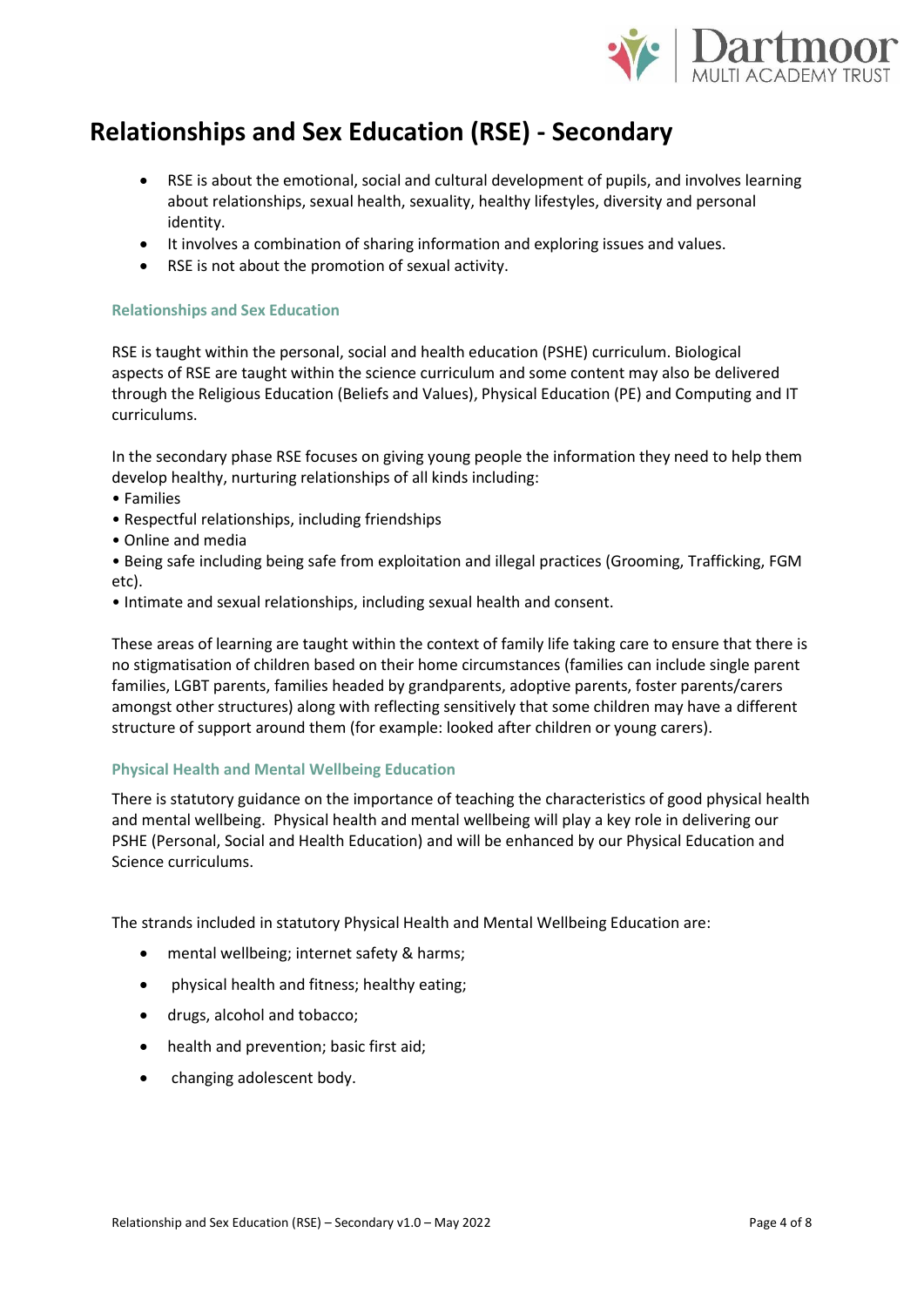# Relationships and Sex Education (RSE) - Secondary

- RSE is about the emotional, social and cultural development of pupils, and involves learning about relationships, sexual health, sexuality, healthy lifestyles, diversity and personal identity.
- It involves a combination of sharing information and exploring issues and values.
- RSE is not about the promotion of sexual activity.

### Relationships and Sex Education

RSE is taught within the personal, social and health education (PSHE) curriculum. Biological aspects of RSE are taught within the science curriculum and some content may also be delivered through the Religious Education (Beliefs and Values), Physical Education (PE) and Computing and IT curriculums.

In the secondary phase RSE focuses on giving young people the information they need to help them develop healthy, nurturing relationships of all kinds including:

- Families
- Respectful relationships, including friendships
- Online and media
- Being safe including being safe from exploitation and illegal practices (Grooming, Trafficking, FGM etc).
- Intimate and sexual relationships, including sexual health and consent.

These areas of learning are taught within the context of family life taking care to ensure that there is no stigmatisation of children based on their home circumstances (families can include single parent families, LGBT parents, families headed by grandparents, adoptive parents, foster parents/carers amongst other structures) along with reflecting sensitively that some children may have a different structure of support around them (for example: looked after children or young carers).

### Physical Health and Mental Wellbeing Education

There is statutory guidance on the importance of teaching the characteristics of good physical health and mental wellbeing. Physical health and mental wellbeing will play a key role in delivering our PSHE (Personal, Social and Health Education) and will be enhanced by our Physical Education and Science curriculums.

The strands included in statutory Physical Health and Mental Wellbeing Education are:

- mental wellbeing; internet safety & harms;
- physical health and fitness; healthy eating;
- drugs, alcohol and tobacco;
- health and prevention; basic first aid;
- changing adolescent body.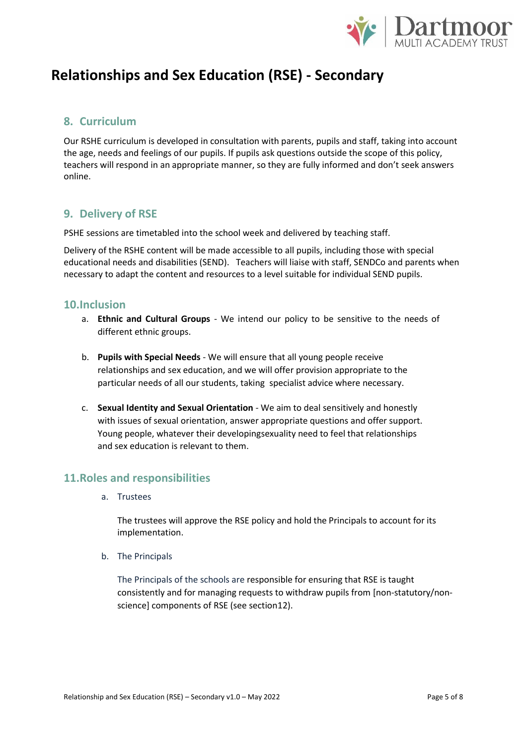# Relationships and Sex Education (RSE) - Secondary

## 8. Curriculum

Our RSHE curriculum is developed in consultation with parents, pupils and staff, taking into account the age, needs and feelings of our pupils. If pupils ask questions outside the scope of this policy, teachers will respond in an appropriate manner, so they are fully informed and don't seek answers online.

## 9. Delivery of RSE

PSHE sessions are timetabled into the school week and delivered by teaching staff.

Delivery of the RSHE content will be made accessible to all pupils, including those with special educational needs and disabilities (SEND). Teachers will liaise with staff, SENDCo and parents when necessary to adapt the content and resources to a level suitable for individual SEND pupils.

## 10. Inclusion

a. **Ethnic and Cultural Groups** - We intend our policy to be sensitive to the needs of different ethnic groups.

b. **Pupils with Special Needs** - We will ensure that all young people receive relationships and sex education, and we will offer provision appropriate to the particular needs of all our students, taking specialist advice where necessary.

c. **Sexual Identity and Sexual Orientation** - We aim to deal sensitively and honestly with issues of sexual orientation, answer appropriate questions and offer support. Young people, whatever their developingsexuality need to feel that relationships and sex education is relevant to them.

## 11. Roles and responsibilities

a. Trustees

The trustees will approve the RSE policy and hold the Principals to account for its implementation.

b. The Principals

The Principals of the schools are responsible for ensuring that RSE is taught consistently and for managing requests to withdraw pupils from [non-statutory/non-science] components of RSE (see section12).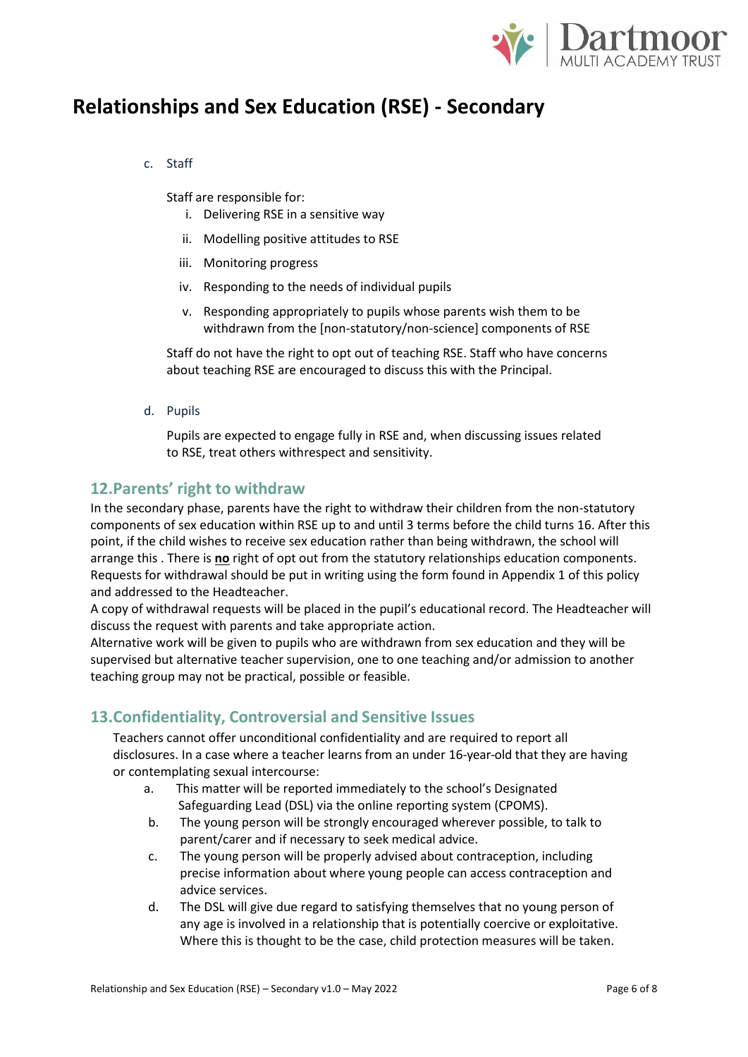c. Staff

Staff are responsible for:

i. Delivering RSE in a sensitive way

ii. Modelling positive attitudes to RSE

iii. Monitoring progress

iv. Responding to the needs of individual pupils

v. Responding appropriately to pupils whose parents wish them to be withdrawn from the [non-statutory/non-science] components of RSE

Staff do not have the right to opt out of teaching RSE. Staff who have concerns about teaching RSE are encouraged to discuss this with the Principal.

d. Pupils

Pupils are expected to engage fully in RSE and, when discussing issues related to RSE, treat others withrespect and sensitivity.

## 12.Parents' right to withdraw

In the secondary phase, parents have the right to withdraw their children from the non-statutory components of sex education within RSE up to and until 3 terms before the child turns 16. After this point, if the child wishes to receive sex education rather than being withdrawn, the school will arrange this . There is **no** right of opt out from the statutory relationships education components. Requests for withdrawal should be put in writing using the form found in Appendix 1 of this policy and addressed to the Headteacher.

A copy of withdrawal requests will be placed in the pupil's educational record. The Headteacher will discuss the request with parents and take appropriate action.

Alternative work will be given to pupils who are withdrawn from sex education and they will be supervised but alternative teacher supervision, one to one teaching and/or admission to another teaching group may not be practical, possible or feasible.

## 13.Confidentiality, Controversial and Sensitive Issues

Teachers cannot offer unconditional confidentiality and are required to report all disclosures. In a case where a teacher learns from an under 16-year-old that they are having or contemplating sexual intercourse:

a. This matter will be reported immediately to the school's Designated Safeguarding Lead (DSL) via the online reporting system (CPOMS).

b. The young person will be strongly encouraged wherever possible, to talk to parent/carer and if necessary to seek medical advice.

c. The young person will be properly advised about contraception, including precise information about where young people can access contraception and advice services.

d. The DSL will give due regard to satisfying themselves that no young person of any age is involved in a relationship that is potentially coercive or exploitative. Where this is thought to be the case, child protection measures will be taken.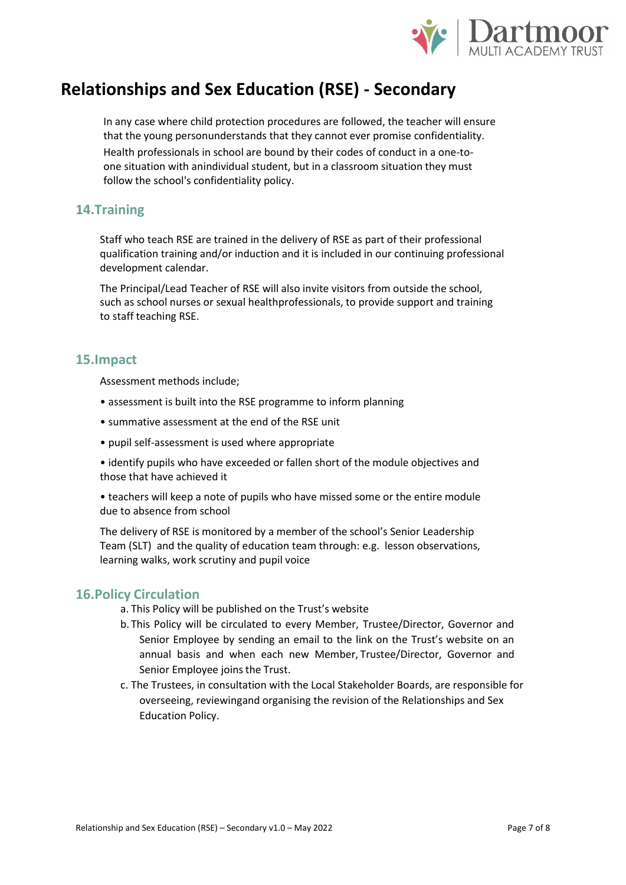In any case where child protection procedures are followed, the teacher will ensure that the young personunderstands that they cannot ever promise confidentiality. Health professionals in school are bound by their codes of conduct in a one-to-one situation with anindividual student, but in a classroom situation they must follow the school's confidentiality policy.

## 14.Training

Staff who teach RSE are trained in the delivery of RSE as part of their professional qualification training and/or induction and it is included in our continuing professional development calendar.

The Principal/Lead Teacher of RSE will also invite visitors from outside the school, such as school nurses or sexual healthprofessionals, to provide support and training to staff teaching RSE.

## 15.Impact

Assessment methods include;

- assessment is built into the RSE programme to inform planning
- summative assessment at the end of the RSE unit
- pupil self-assessment is used where appropriate
- identify pupils who have exceeded or fallen short of the module objectives and those that have achieved it
- teachers will keep a note of pupils who have missed some or the entire module due to absence from school

The delivery of RSE is monitored by a member of the school's Senior Leadership Team (SLT) and the quality of education team through: e.g. lesson observations, learning walks, work scrutiny and pupil voice

## 16.Policy Circulation

a. This Policy will be published on the Trust's website

b. This Policy will be circulated to every Member, Trustee/Director, Governor and Senior Employee by sending an email to the link on the Trust's website on an annual basis and when each new Member, Trustee/Director, Governor and Senior Employee joins the Trust.

c. The Trustees, in consultation with the Local Stakeholder Boards, are responsible for overseeing, reviewingand organising the revision of the Relationships and Sex Education Policy.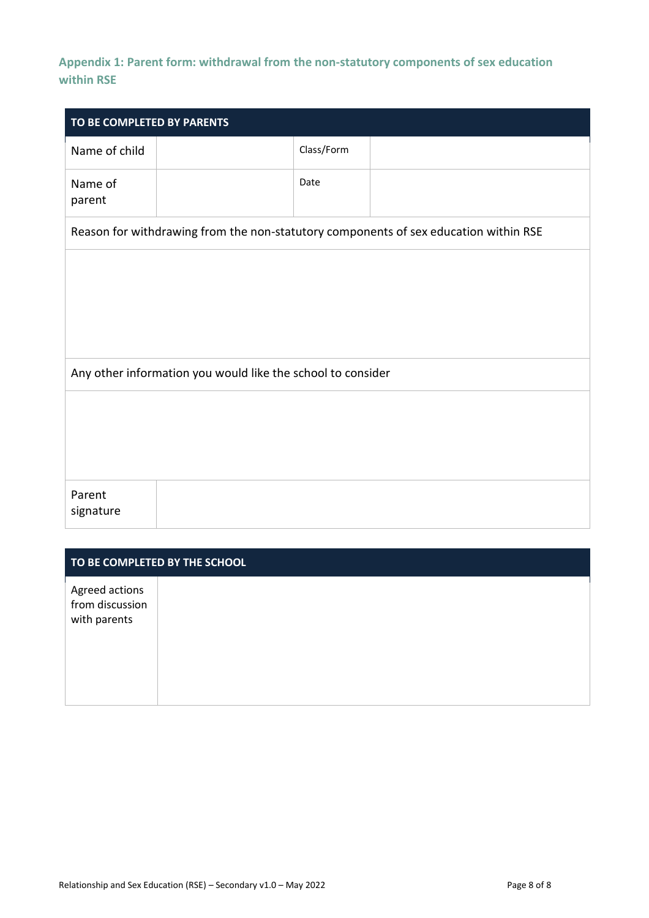## Appendix 1: Parent form: withdrawal from the non-statutory components of sex education within RSE

| TO BE COMPLETED BY PARENTS | | | |
|---|---|---|---|
| Name of child | | Class/Form | |
| Name of parent | | Date | |
| Reason for withdrawing from the non-statutory components of sex education within RSE | | | |
| | | | |
| Any other information you would like the school to consider | | | |
| | | | |
| Parent signature | | | |

| TO BE COMPLETED BY THE SCHOOL | |
|---|---|
| Agreed actions from discussion with parents | |